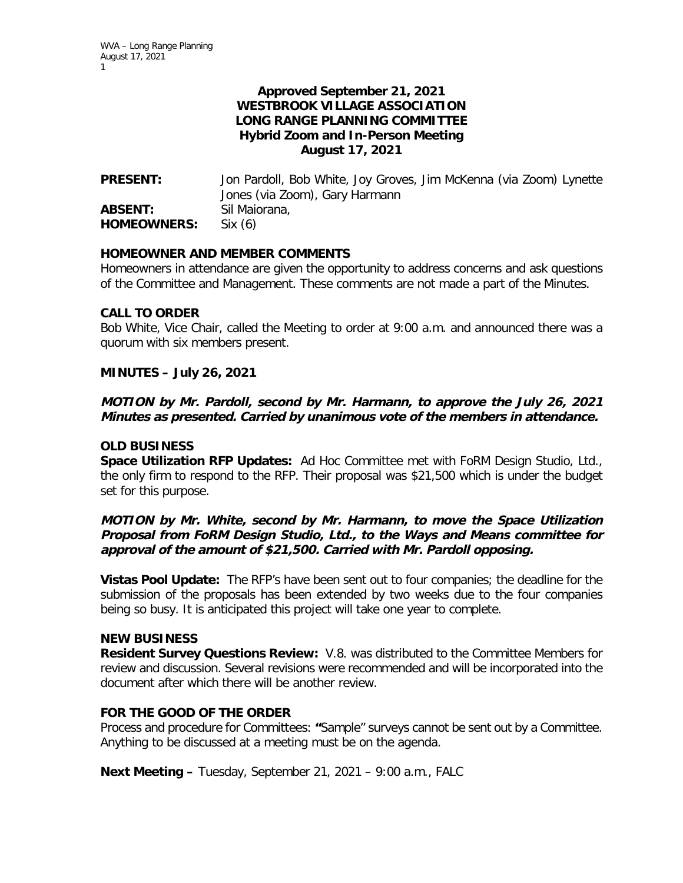**Approved September 21, 2021**
**WESTBROOK VILLAGE ASSOCIATION**
**LONG RANGE PLANNING COMMITTEE**
**Hybrid Zoom and In-Person Meeting**
**August 17, 2021**

**PRESENT:** Jon Pardoll, Bob White, Joy Groves, Jim McKenna (via Zoom) Lynette Jones (via Zoom), Gary Harmann
**ABSENT:** Sil Maiorana,
**HOMEOWNERS:** Six (6)

## HOMEOWNER AND MEMBER COMMENTS

Homeowners in attendance are given the opportunity to address concerns and ask questions of the Committee and Management. These comments are not made a part of the Minutes.

## CALL TO ORDER

Bob White, Vice Chair, called the Meeting to order at 9:00 a.m. and announced there was a quorum with six members present.

## MINUTES – July 26, 2021

***MOTION by Mr. Pardoll, second by Mr. Harmann, to approve the July 26, 2021 Minutes as presented. Carried by unanimous vote of the members in attendance.***

## OLD BUSINESS

**Space Utilization RFP Updates:** Ad Hoc Committee met with FoRM Design Studio, Ltd., the only firm to respond to the RFP. Their proposal was $21,500 which is under the budget set for this purpose.

***MOTION by Mr. White, second by Mr. Harmann, to move the Space Utilization Proposal from FoRM Design Studio, Ltd., to the Ways and Means committee for approval of the amount of $21,500. Carried with Mr. Pardoll opposing.***

**Vistas Pool Update:** The RFP's have been sent out to four companies; the deadline for the submission of the proposals has been extended by two weeks due to the four companies being so busy. It is anticipated this project will take one year to complete.

## NEW BUSINESS

**Resident Survey Questions Review:** V.8. was distributed to the Committee Members for review and discussion. Several revisions were recommended and will be incorporated into the document after which there will be another review.

## FOR THE GOOD OF THE ORDER

Process and procedure for Committees: **"**Sample" surveys cannot be sent out by a Committee. Anything to be discussed at a meeting must be on the agenda.

**Next Meeting –** Tuesday, September 21, 2021 – 9:00 a.m., FALC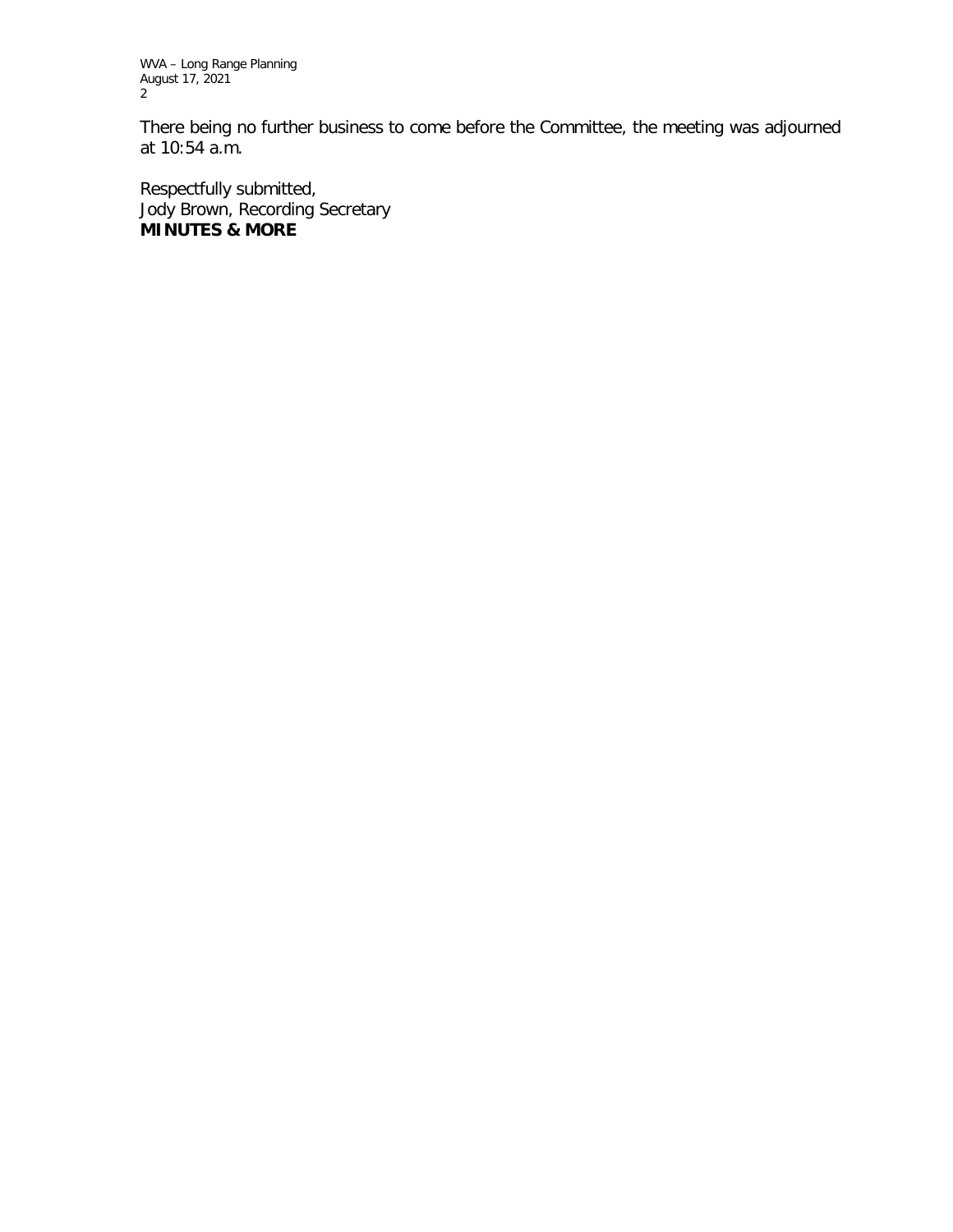There being no further business to come before the Committee, the meeting was adjourned at 10:54 a.m.

Respectfully submitted,
Jody Brown, Recording Secretary
**MINUTES & MORE**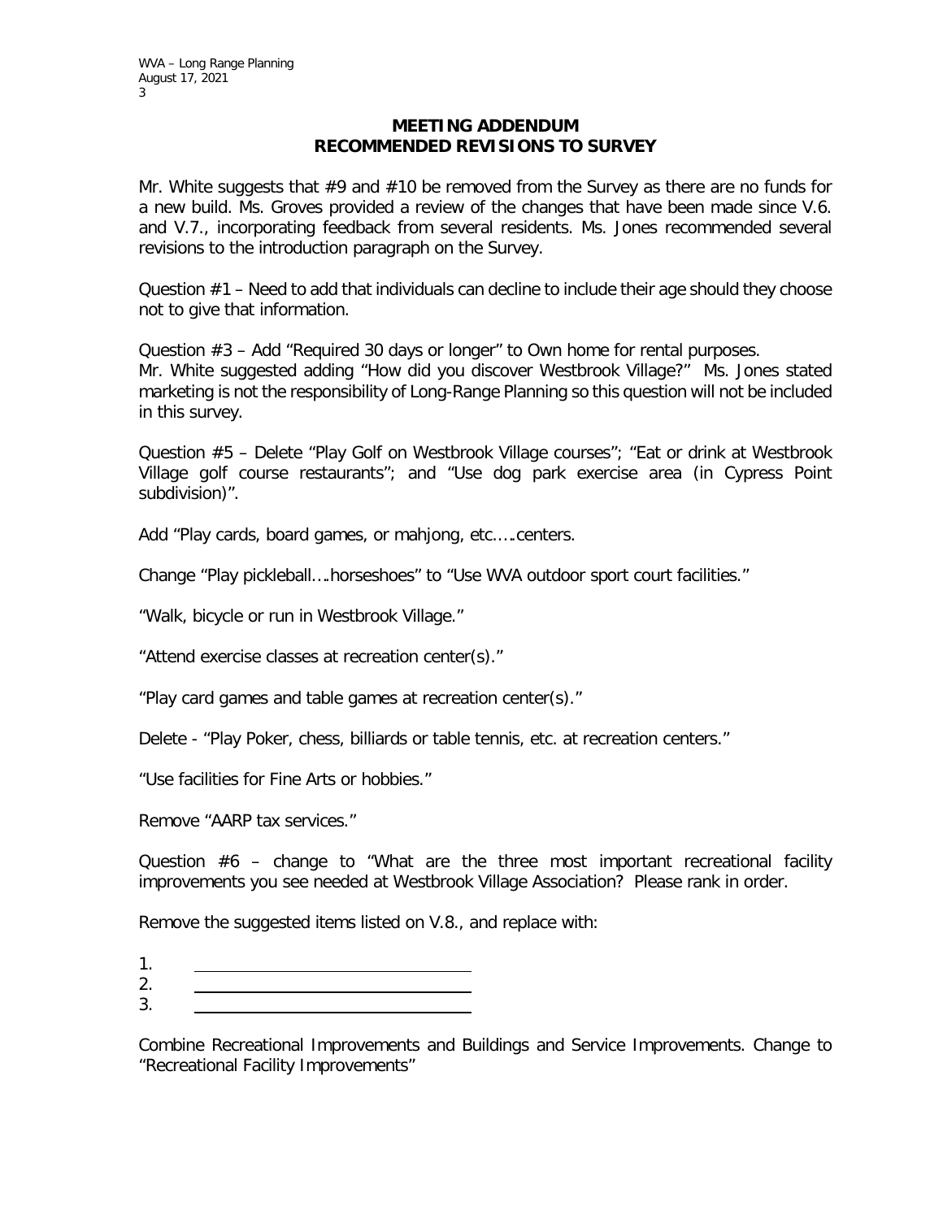## MEETING ADDENDUM
## RECOMMENDED REVISIONS TO SURVEY

Mr. White suggests that #9 and #10 be removed from the Survey as there are no funds for a new build. Ms. Groves provided a review of the changes that have been made since V.6. and V.7., incorporating feedback from several residents. Ms. Jones recommended several revisions to the introduction paragraph on the Survey.

Question #1 – Need to add that individuals can decline to include their age should they choose not to give that information.

Question #3 – Add "Required 30 days or longer" to Own home for rental purposes.
Mr. White suggested adding "How did you discover Westbrook Village?" Ms. Jones stated marketing is not the responsibility of Long-Range Planning so this question will not be included in this survey.

Question #5 – Delete "Play Golf on Westbrook Village courses"; "Eat or drink at Westbrook Village golf course restaurants"; and "Use dog park exercise area (in Cypress Point subdivision)".

Add "Play cards, board games, or mahjong, etc.….centers.

Change "Play pickleball….horseshoes" to "Use WVA outdoor sport court facilities."

"Walk, bicycle or run in Westbrook Village."

"Attend exercise classes at recreation center(s)."

"Play card games and table games at recreation center(s)."

Delete - "Play Poker, chess, billiards or table tennis, etc. at recreation centers."

"Use facilities for Fine Arts or hobbies."

Remove "AARP tax services."

Question #6 – change to "What are the three most important recreational facility improvements you see needed at Westbrook Village Association? Please rank in order.

Remove the suggested items listed on V.8., and replace with:

1. ______________________________
2. ______________________________
3. ______________________________

Combine Recreational Improvements and Buildings and Service Improvements. Change to "Recreational Facility Improvements"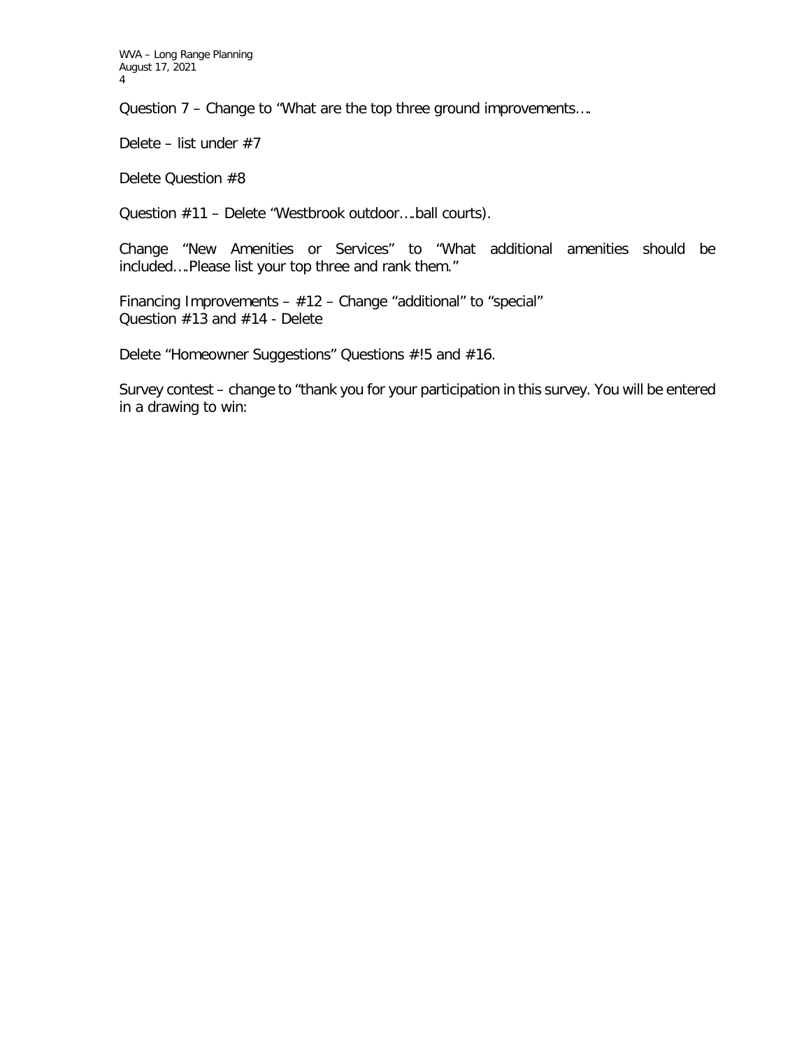Question 7 – Change to "What are the top three ground improvements….

Delete – list under #7

Delete Question #8

Question #11 – Delete "Westbrook outdoor….ball courts).

Change "New Amenities or Services" to "What additional amenities should be included….Please list your top three and rank them."

Financing Improvements – #12 – Change "additional" to "special"
Question #13 and #14 - Delete

Delete "Homeowner Suggestions" Questions #!5 and #16.

Survey contest – change to "thank you for your participation in this survey. You will be entered in a drawing to win: